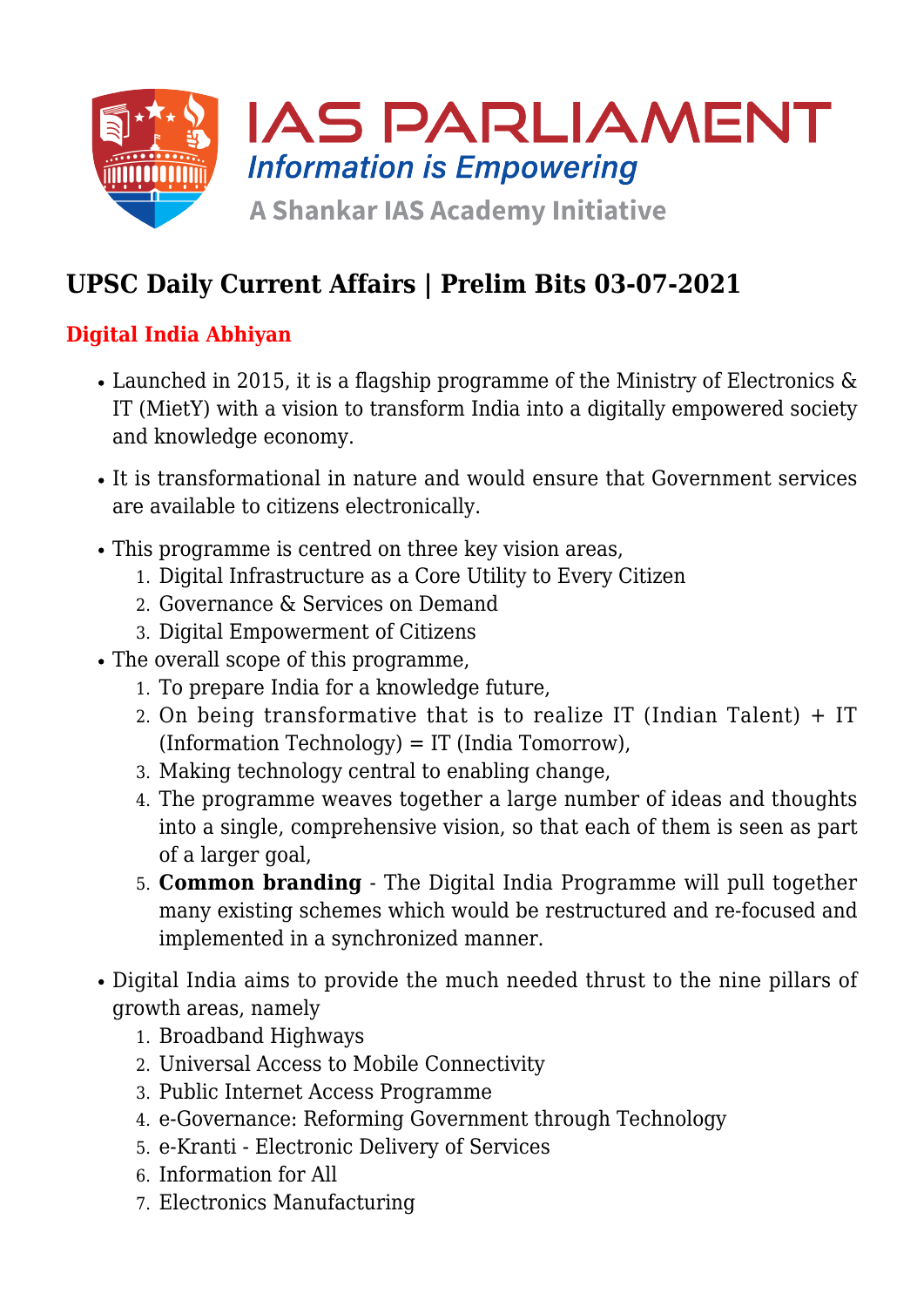# UPSC Daily Current Affairs | Prelim Bits 03-07-2021

## Digital India Abhiyan

- Launched in 2015, it is a flagship programme of the Ministry of Electronics & IT (MietY) with a vision to transform India into a digitally empowered society and knowledge economy.
- It is transformational in nature and would ensure that Government services are available to citizens electronically.
- This programme is centred on three key vision areas,
  1. Digital Infrastructure as a Core Utility to Every Citizen
  2. Governance & Services on Demand
  3. Digital Empowerment of Citizens
- The overall scope of this programme,
  1. To prepare India for a knowledge future,
  2. On being transformative that is to realize IT (Indian Talent) + IT (Information Technology) = IT (India Tomorrow),
  3. Making technology central to enabling change,
  4. The programme weaves together a large number of ideas and thoughts into a single, comprehensive vision, so that each of them is seen as part of a larger goal,
  5. **Common branding** - The Digital India Programme will pull together many existing schemes which would be restructured and re-focused and implemented in a synchronized manner.
- Digital India aims to provide the much needed thrust to the nine pillars of growth areas, namely
  1. Broadband Highways
  2. Universal Access to Mobile Connectivity
  3. Public Internet Access Programme
  4. e-Governance: Reforming Government through Technology
  5. e-Kranti - Electronic Delivery of Services
  6. Information for All
  7. Electronics Manufacturing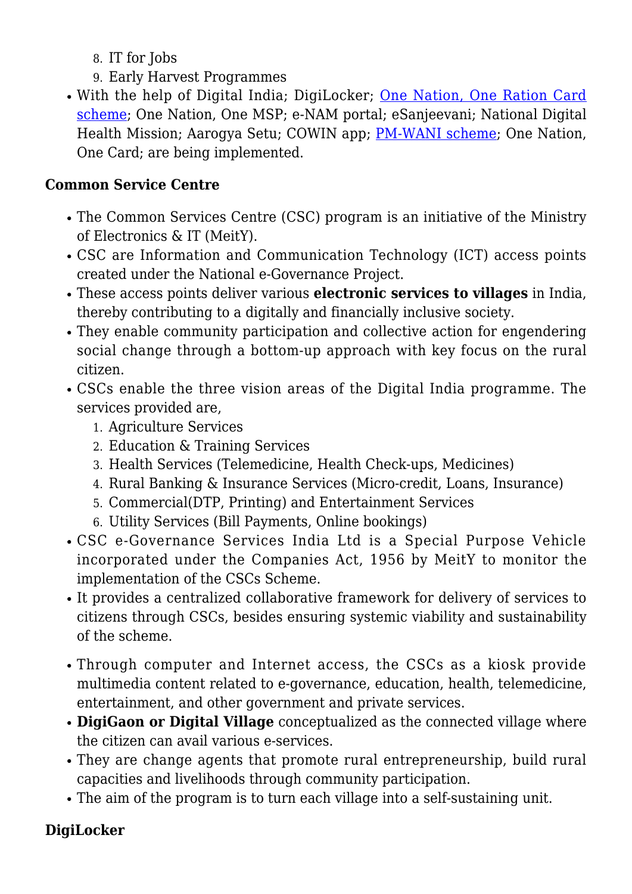8. IT for Jobs
9. Early Harvest Programmes

- With the help of Digital India; DigiLocker; One Nation, One Ration Card scheme; One Nation, One MSP; e-NAM portal; eSanjeevani; National Digital Health Mission; Aarogya Setu; COWIN app; PM-WANI scheme; One Nation, One Card; are being implemented.

**Common Service Centre**

- The Common Services Centre (CSC) program is an initiative of the Ministry of Electronics & IT (MeitY).
- CSC are Information and Communication Technology (ICT) access points created under the National e-Governance Project.
- These access points deliver various **electronic services to villages** in India, thereby contributing to a digitally and financially inclusive society.
- They enable community participation and collective action for engendering social change through a bottom-up approach with key focus on the rural citizen.
- CSCs enable the three vision areas of the Digital India programme. The services provided are,
  1. Agriculture Services
  2. Education & Training Services
  3. Health Services (Telemedicine, Health Check-ups, Medicines)
  4. Rural Banking & Insurance Services (Micro-credit, Loans, Insurance)
  5. Commercial(DTP, Printing) and Entertainment Services
  6. Utility Services (Bill Payments, Online bookings)
- CSC e-Governance Services India Ltd is a Special Purpose Vehicle incorporated under the Companies Act, 1956 by MeitY to monitor the implementation of the CSCs Scheme.
- It provides a centralized collaborative framework for delivery of services to citizens through CSCs, besides ensuring systemic viability and sustainability of the scheme.

- Through computer and Internet access, the CSCs as a kiosk provide multimedia content related to e-governance, education, health, telemedicine, entertainment, and other government and private services.
- **DigiGaon or Digital Village** conceptualized as the connected village where the citizen can avail various e-services.
- They are change agents that promote rural entrepreneurship, build rural capacities and livelihoods through community participation.
- The aim of the program is to turn each village into a self-sustaining unit.

**DigiLocker**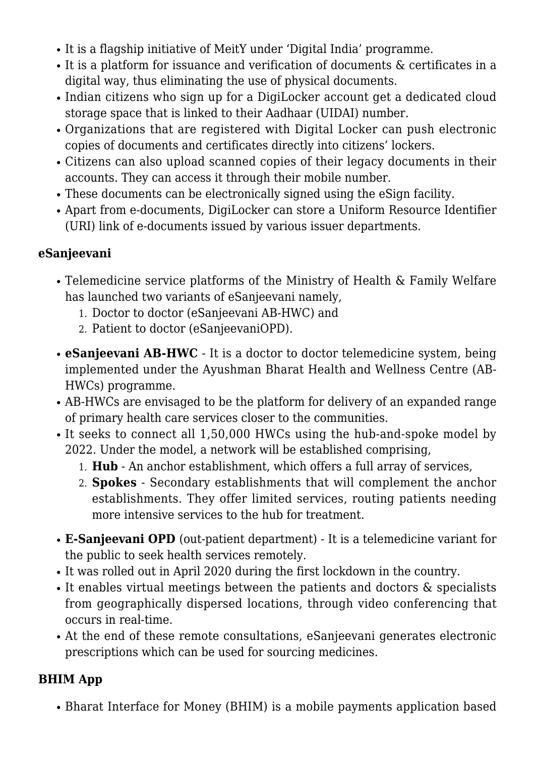- It is a flagship initiative of MeitY under 'Digital India' programme.
- It is a platform for issuance and verification of documents & certificates in a digital way, thus eliminating the use of physical documents.
- Indian citizens who sign up for a DigiLocker account get a dedicated cloud storage space that is linked to their Aadhaar (UIDAI) number.
- Organizations that are registered with Digital Locker can push electronic copies of documents and certificates directly into citizens' lockers.
- Citizens can also upload scanned copies of their legacy documents in their accounts. They can access it through their mobile number.
- These documents can be electronically signed using the eSign facility.
- Apart from e-documents, DigiLocker can store a Uniform Resource Identifier (URI) link of e-documents issued by various issuer departments.

### eSanjeevani

- Telemedicine service platforms of the Ministry of Health & Family Welfare has launched two variants of eSanjeevani namely,
    1. Doctor to doctor (eSanjeevani AB-HWC) and
    2. Patient to doctor (eSanjeevaniOPD).
- **eSanjeevani AB-HWC** - It is a doctor to doctor telemedicine system, being implemented under the Ayushman Bharat Health and Wellness Centre (AB-HWCs) programme.
- AB-HWCs are envisaged to be the platform for delivery of an expanded range of primary health care services closer to the communities.
- It seeks to connect all 1,50,000 HWCs using the hub-and-spoke model by 2022. Under the model, a network will be established comprising,
    1. **Hub** - An anchor establishment, which offers a full array of services,
    2. **Spokes** - Secondary establishments that will complement the anchor establishments. They offer limited services, routing patients needing more intensive services to the hub for treatment.
- **E-Sanjeevani OPD** (out-patient department) - It is a telemedicine variant for the public to seek health services remotely.
- It was rolled out in April 2020 during the first lockdown in the country.
- It enables virtual meetings between the patients and doctors & specialists from geographically dispersed locations, through video conferencing that occurs in real-time.
- At the end of these remote consultations, eSanjeevani generates electronic prescriptions which can be used for sourcing medicines.

### BHIM App

- Bharat Interface for Money (BHIM) is a mobile payments application based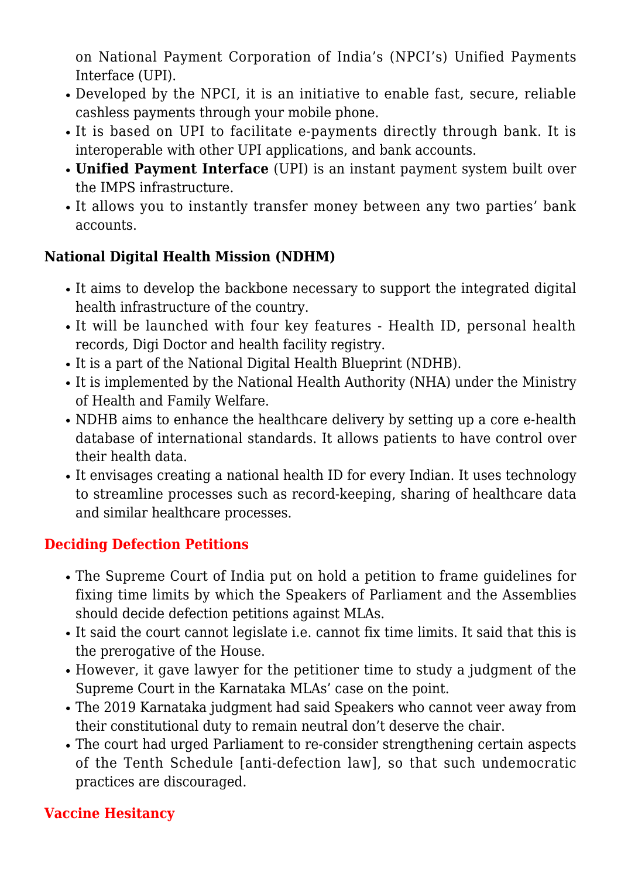on National Payment Corporation of India's (NPCI's) Unified Payments Interface (UPI).

- Developed by the NPCI, it is an initiative to enable fast, secure, reliable cashless payments through your mobile phone.
- It is based on UPI to facilitate e-payments directly through bank. It is interoperable with other UPI applications, and bank accounts.
- **Unified Payment Interface** (UPI) is an instant payment system built over the IMPS infrastructure.
- It allows you to instantly transfer money between any two parties' bank accounts.

### National Digital Health Mission (NDHM)

- It aims to develop the backbone necessary to support the integrated digital health infrastructure of the country.
- It will be launched with four key features - Health ID, personal health records, Digi Doctor and health facility registry.
- It is a part of the National Digital Health Blueprint (NDHB).
- It is implemented by the National Health Authority (NHA) under the Ministry of Health and Family Welfare.
- NDHB aims to enhance the healthcare delivery by setting up a core e-health database of international standards. It allows patients to have control over their health data.
- It envisages creating a national health ID for every Indian. It uses technology to streamline processes such as record-keeping, sharing of healthcare data and similar healthcare processes.

## Deciding Defection Petitions

- The Supreme Court of India put on hold a petition to frame guidelines for fixing time limits by which the Speakers of Parliament and the Assemblies should decide defection petitions against MLAs.
- It said the court cannot legislate i.e. cannot fix time limits. It said that this is the prerogative of the House.
- However, it gave lawyer for the petitioner time to study a judgment of the Supreme Court in the Karnataka MLAs' case on the point.
- The 2019 Karnataka judgment had said Speakers who cannot veer away from their constitutional duty to remain neutral don't deserve the chair.
- The court had urged Parliament to re-consider strengthening certain aspects of the Tenth Schedule [anti-defection law], so that such undemocratic practices are discouraged.

## Vaccine Hesitancy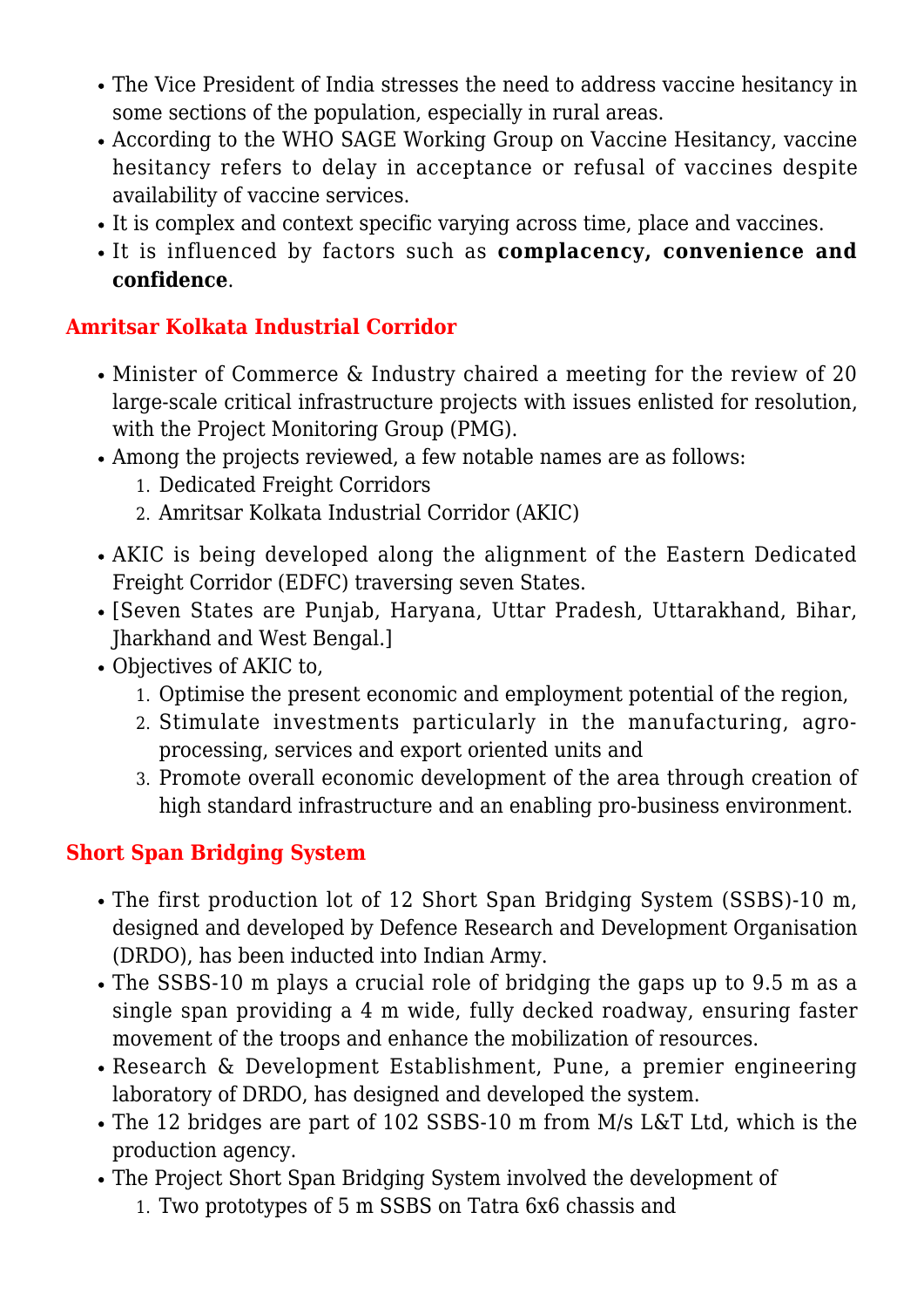- The Vice President of India stresses the need to address vaccine hesitancy in some sections of the population, especially in rural areas.
- According to the WHO SAGE Working Group on Vaccine Hesitancy, vaccine hesitancy refers to delay in acceptance or refusal of vaccines despite availability of vaccine services.
- It is complex and context specific varying across time, place and vaccines.
- It is influenced by factors such as **complacency, convenience and confidence**.

## Amritsar Kolkata Industrial Corridor

- Minister of Commerce & Industry chaired a meeting for the review of 20 large-scale critical infrastructure projects with issues enlisted for resolution, with the Project Monitoring Group (PMG).
- Among the projects reviewed, a few notable names are as follows:
  1. Dedicated Freight Corridors
  2. Amritsar Kolkata Industrial Corridor (AKIC)
- AKIC is being developed along the alignment of the Eastern Dedicated Freight Corridor (EDFC) traversing seven States.
- [Seven States are Punjab, Haryana, Uttar Pradesh, Uttarakhand, Bihar, Jharkhand and West Bengal.]
- Objectives of AKIC to,
  1. Optimise the present economic and employment potential of the region,
  2. Stimulate investments particularly in the manufacturing, agro-processing, services and export oriented units and
  3. Promote overall economic development of the area through creation of high standard infrastructure and an enabling pro-business environment.

## Short Span Bridging System

- The first production lot of 12 Short Span Bridging System (SSBS)-10 m, designed and developed by Defence Research and Development Organisation (DRDO), has been inducted into Indian Army.
- The SSBS-10 m plays a crucial role of bridging the gaps up to 9.5 m as a single span providing a 4 m wide, fully decked roadway, ensuring faster movement of the troops and enhance the mobilization of resources.
- Research & Development Establishment, Pune, a premier engineering laboratory of DRDO, has designed and developed the system.
- The 12 bridges are part of 102 SSBS-10 m from M/s L&T Ltd, which is the production agency.
- The Project Short Span Bridging System involved the development of
  1. Two prototypes of 5 m SSBS on Tatra 6x6 chassis and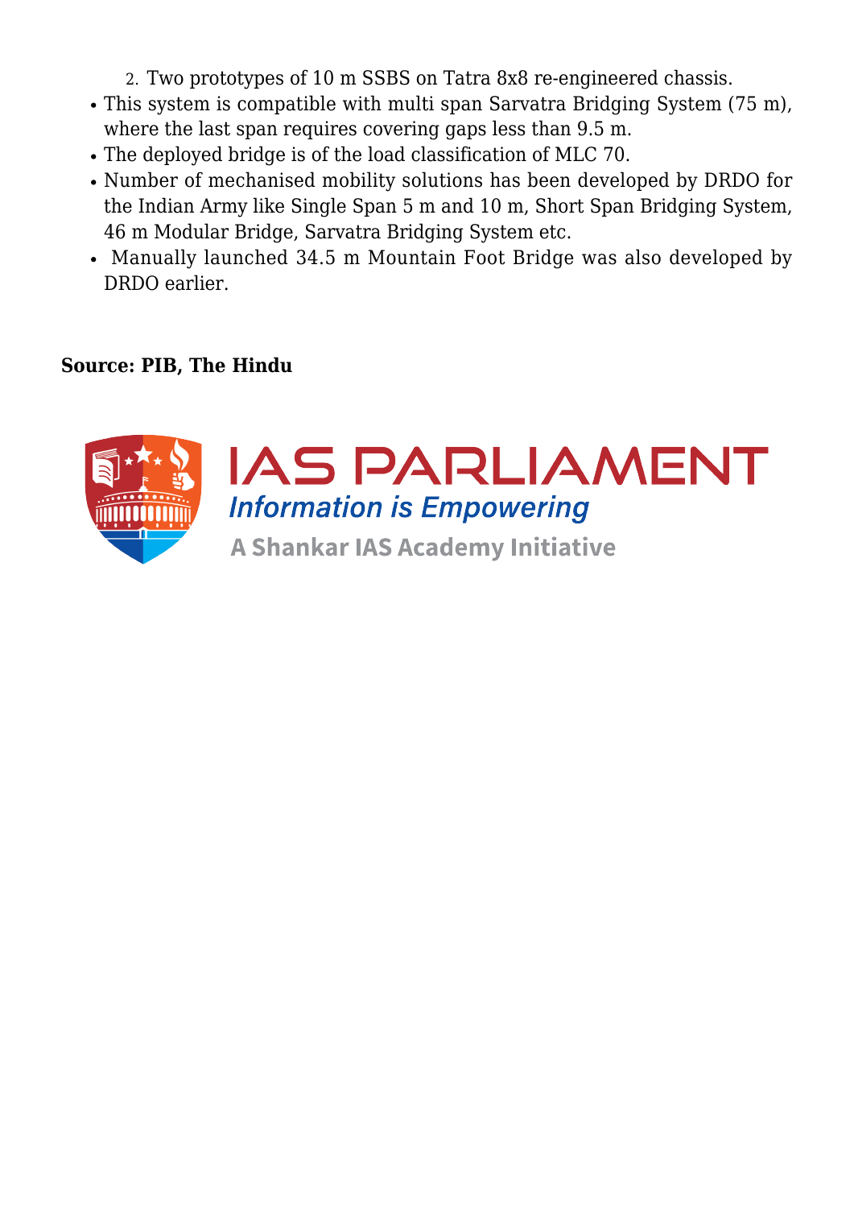2. Two prototypes of 10 m SSBS on Tatra 8x8 re-engineered chassis.

- This system is compatible with multi span Sarvatra Bridging System (75 m), where the last span requires covering gaps less than 9.5 m.
- The deployed bridge is of the load classification of MLC 70.
- Number of mechanised mobility solutions has been developed by DRDO for the Indian Army like Single Span 5 m and 10 m, Short Span Bridging System, 46 m Modular Bridge, Sarvatra Bridging System etc.
- Manually launched 34.5 m Mountain Foot Bridge was also developed by DRDO earlier.

**Source: PIB, The Hindu**